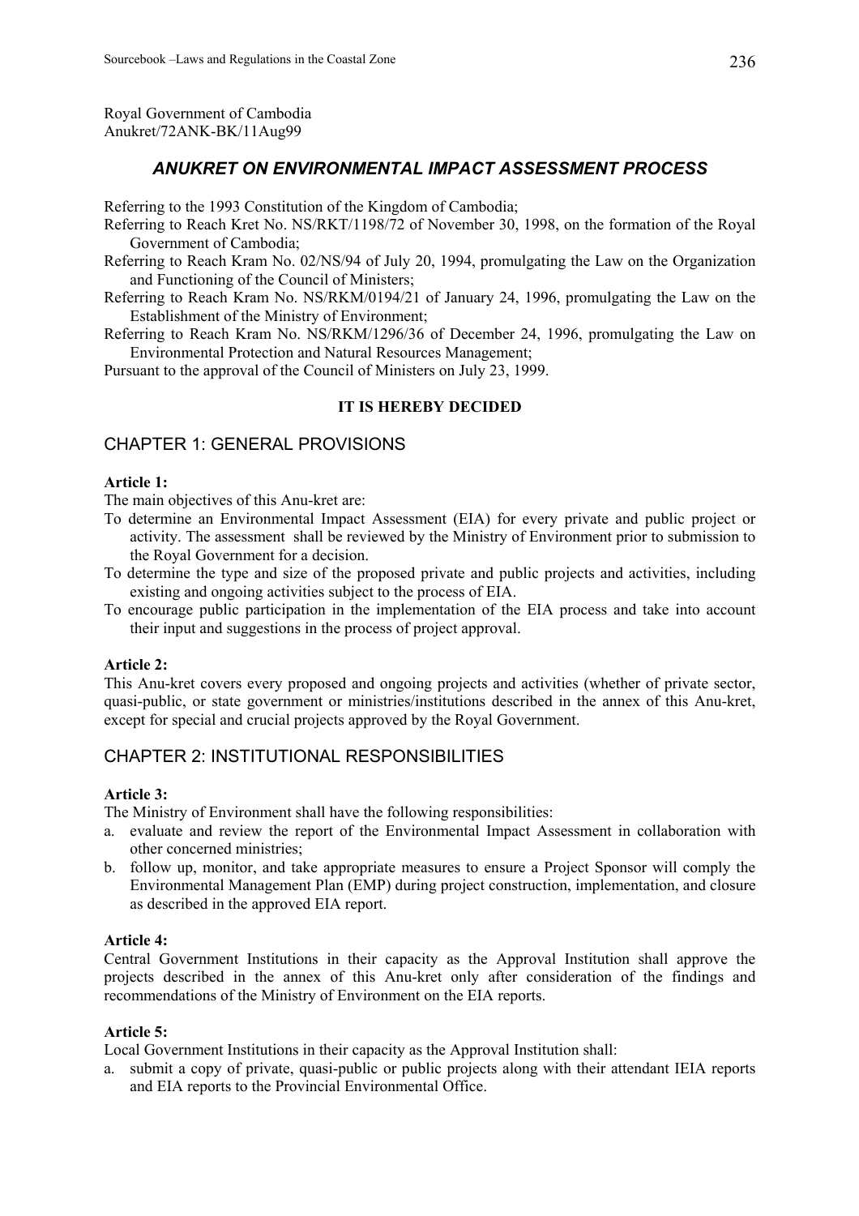Royal Government of Cambodia
Anukret/72ANK-BK/11Aug99

## *ANUKRET ON ENVIRONMENTAL IMPACT ASSESSMENT PROCESS*

Referring to the 1993 Constitution of the Kingdom of Cambodia;
Referring to Reach Kret No. NS/RKT/1198/72 of November 30, 1998, on the formation of the Royal Government of Cambodia;
Referring to Reach Kram No. 02/NS/94 of July 20, 1994, promulgating the Law on the Organization and Functioning of the Council of Ministers;
Referring to Reach Kram No. NS/RKM/0194/21 of January 24, 1996, promulgating the Law on the Establishment of the Ministry of Environment;
Referring to Reach Kram No. NS/RKM/1296/36 of December 24, 1996, promulgating the Law on Environmental Protection and Natural Resources Management;
Pursuant to the approval of the Council of Ministers on July 23, 1999.

**IT IS HEREBY DECIDED**

## CHAPTER 1: GENERAL PROVISIONS

**Article 1:**
The main objectives of this Anu-kret are:
To determine an Environmental Impact Assessment (EIA) for every private and public project or activity. The assessment shall be reviewed by the Ministry of Environment prior to submission to the Royal Government for a decision.
To determine the type and size of the proposed private and public projects and activities, including existing and ongoing activities subject to the process of EIA.
To encourage public participation in the implementation of the EIA process and take into account their input and suggestions in the process of project approval.

**Article 2:**
This Anu-kret covers every proposed and ongoing projects and activities (whether of private sector, quasi-public, or state government or ministries/institutions described in the annex of this Anu-kret, except for special and crucial projects approved by the Royal Government.

## CHAPTER 2: INSTITUTIONAL RESPONSIBILITIES

**Article 3:**
The Ministry of Environment shall have the following responsibilities:
a. evaluate and review the report of the Environmental Impact Assessment in collaboration with other concerned ministries;
b. follow up, monitor, and take appropriate measures to ensure a Project Sponsor will comply the Environmental Management Plan (EMP) during project construction, implementation, and closure as described in the approved EIA report.

**Article 4:**
Central Government Institutions in their capacity as the Approval Institution shall approve the projects described in the annex of this Anu-kret only after consideration of the findings and recommendations of the Ministry of Environment on the EIA reports.

**Article 5:**
Local Government Institutions in their capacity as the Approval Institution shall:
a. submit a copy of private, quasi-public or public projects along with their attendant IEIA reports and EIA reports to the Provincial Environmental Office.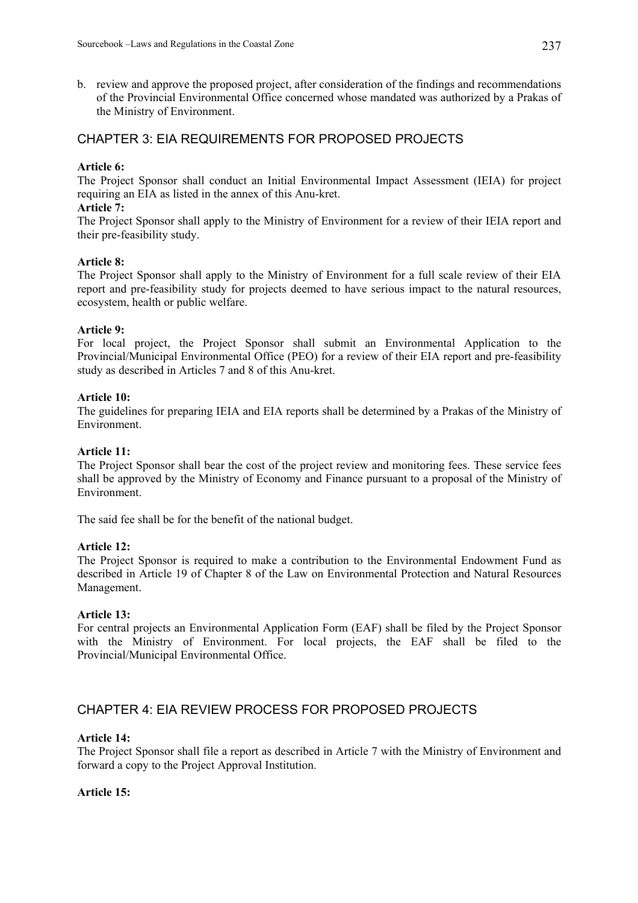b. review and approve the proposed project, after consideration of the findings and recommendations of the Provincial Environmental Office concerned whose mandated was authorized by a Prakas of the Ministry of Environment.

## CHAPTER 3: EIA REQUIREMENTS FOR PROPOSED PROJECTS

**Article 6:**
The Project Sponsor shall conduct an Initial Environmental Impact Assessment (IEIA) for project requiring an EIA as listed in the annex of this Anu-kret.

**Article 7:**
The Project Sponsor shall apply to the Ministry of Environment for a review of their IEIA report and their pre-feasibility study.

**Article 8:**
The Project Sponsor shall apply to the Ministry of Environment for a full scale review of their EIA report and pre-feasibility study for projects deemed to have serious impact to the natural resources, ecosystem, health or public welfare.

**Article 9:**
For local project, the Project Sponsor shall submit an Environmental Application to the Provincial/Municipal Environmental Office (PEO) for a review of their EIA report and pre-feasibility study as described in Articles 7 and 8 of this Anu-kret.

**Article 10:**
The guidelines for preparing IEIA and EIA reports shall be determined by a Prakas of the Ministry of Environment.

**Article 11:**
The Project Sponsor shall bear the cost of the project review and monitoring fees. These service fees shall be approved by the Ministry of Economy and Finance pursuant to a proposal of the Ministry of Environment.

The said fee shall be for the benefit of the national budget.

**Article 12:**
The Project Sponsor is required to make a contribution to the Environmental Endowment Fund as described in Article 19 of Chapter 8 of the Law on Environmental Protection and Natural Resources Management.

**Article 13:**
For central projects an Environmental Application Form (EAF) shall be filed by the Project Sponsor with the Ministry of Environment. For local projects, the EAF shall be filed to the Provincial/Municipal Environmental Office.

## CHAPTER 4: EIA REVIEW PROCESS FOR PROPOSED PROJECTS

**Article 14:**
The Project Sponsor shall file a report as described in Article 7 with the Ministry of Environment and forward a copy to the Project Approval Institution.

**Article 15:**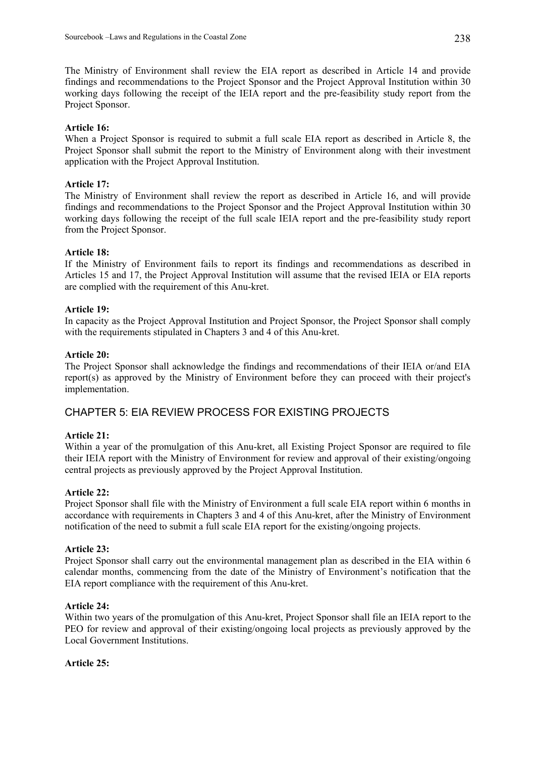The Ministry of Environment shall review the EIA report as described in Article 14 and provide findings and recommendations to the Project Sponsor and the Project Approval Institution within 30 working days following the receipt of the IEIA report and the pre-feasibility study report from the Project Sponsor.

**Article 16:**
When a Project Sponsor is required to submit a full scale EIA report as described in Article 8, the Project Sponsor shall submit the report to the Ministry of Environment along with their investment application with the Project Approval Institution.

**Article 17:**
The Ministry of Environment shall review the report as described in Article 16, and will provide findings and recommendations to the Project Sponsor and the Project Approval Institution within 30 working days following the receipt of the full scale IEIA report and the pre-feasibility study report from the Project Sponsor.

**Article 18:**
If the Ministry of Environment fails to report its findings and recommendations as described in Articles 15 and 17, the Project Approval Institution will assume that the revised IEIA or EIA reports are complied with the requirement of this Anu-kret.

**Article 19:**
In capacity as the Project Approval Institution and Project Sponsor, the Project Sponsor shall comply with the requirements stipulated in Chapters 3 and 4 of this Anu-kret.

**Article 20:**
The Project Sponsor shall acknowledge the findings and recommendations of their IEIA or/and EIA report(s) as approved by the Ministry of Environment before they can proceed with their project's implementation.

## CHAPTER 5: EIA REVIEW PROCESS FOR EXISTING PROJECTS

**Article 21:**
Within a year of the promulgation of this Anu-kret, all Existing Project Sponsor are required to file their IEIA report with the Ministry of Environment for review and approval of their existing/ongoing central projects as previously approved by the Project Approval Institution.

**Article 22:**
Project Sponsor shall file with the Ministry of Environment a full scale EIA report within 6 months in accordance with requirements in Chapters 3 and 4 of this Anu-kret, after the Ministry of Environment notification of the need to submit a full scale EIA report for the existing/ongoing projects.

**Article 23:**
Project Sponsor shall carry out the environmental management plan as described in the EIA within 6 calendar months, commencing from the date of the Ministry of Environment's notification that the EIA report compliance with the requirement of this Anu-kret.

**Article 24:**
Within two years of the promulgation of this Anu-kret, Project Sponsor shall file an IEIA report to the PEO for review and approval of their existing/ongoing local projects as previously approved by the Local Government Institutions.

**Article 25:**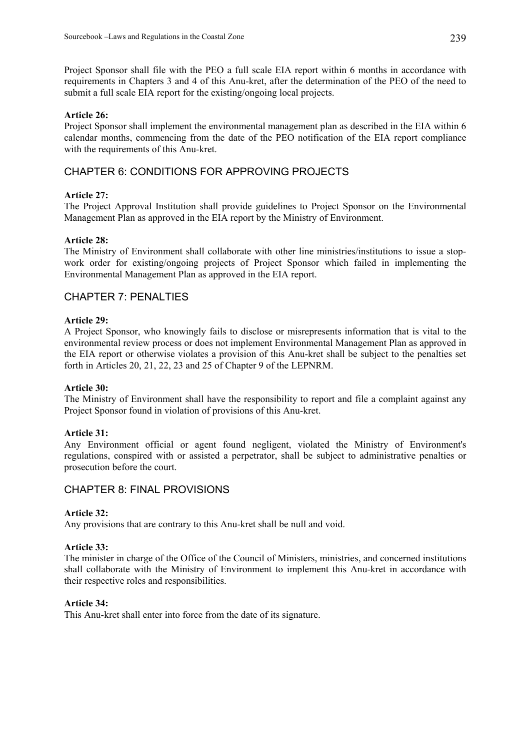Project Sponsor shall file with the PEO a full scale EIA report within 6 months in accordance with requirements in Chapters 3 and 4 of this Anu-kret, after the determination of the PEO of the need to submit a full scale EIA report for the existing/ongoing local projects.

**Article 26:**
Project Sponsor shall implement the environmental management plan as described in the EIA within 6 calendar months, commencing from the date of the PEO notification of the EIA report compliance with the requirements of this Anu-kret.

## CHAPTER 6: CONDITIONS FOR APPROVING PROJECTS

**Article 27:**
The Project Approval Institution shall provide guidelines to Project Sponsor on the Environmental Management Plan as approved in the EIA report by the Ministry of Environment.

**Article 28:**
The Ministry of Environment shall collaborate with other line ministries/institutions to issue a stop-work order for existing/ongoing projects of Project Sponsor which failed in implementing the Environmental Management Plan as approved in the EIA report.

## CHAPTER 7: PENALTIES

**Article 29:**
A Project Sponsor, who knowingly fails to disclose or misrepresents information that is vital to the environmental review process or does not implement Environmental Management Plan as approved in the EIA report or otherwise violates a provision of this Anu-kret shall be subject to the penalties set forth in Articles 20, 21, 22, 23 and 25 of Chapter 9 of the LEPNRM.

**Article 30:**
The Ministry of Environment shall have the responsibility to report and file a complaint against any Project Sponsor found in violation of provisions of this Anu-kret.

**Article 31:**
Any Environment official or agent found negligent, violated the Ministry of Environment's regulations, conspired with or assisted a perpetrator, shall be subject to administrative penalties or prosecution before the court.

## CHAPTER 8: FINAL PROVISIONS

**Article 32:**
Any provisions that are contrary to this Anu-kret shall be null and void.

**Article 33:**
The minister in charge of the Office of the Council of Ministers, ministries, and concerned institutions shall collaborate with the Ministry of Environment to implement this Anu-kret in accordance with their respective roles and responsibilities.

**Article 34:**
This Anu-kret shall enter into force from the date of its signature.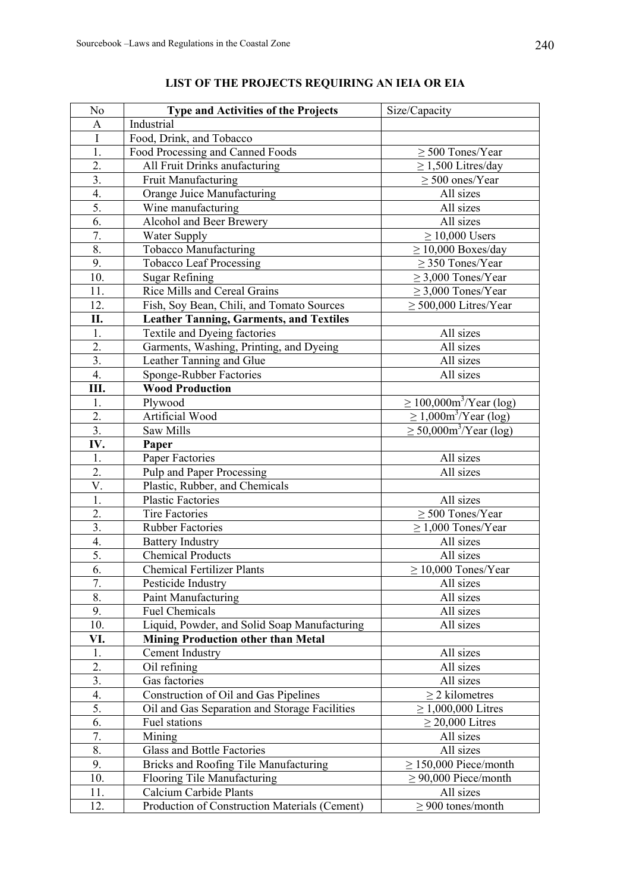## LIST OF THE PROJECTS REQUIRING AN IEIA OR EIA

| No | Type and Activities of the Projects | Size/Capacity |
|---|---|---|
| A | Industrial | |
| I | Food, Drink, and Tobacco | |
| 1. | Food Processing and Canned Foods | ≥ 500 Tones/Year |
| 2. | All Fruit Drinks anufacturing | ≥ 1,500 Litres/day |
| 3. | Fruit Manufacturing | ≥ 500 ones/Year |
| 4. | Orange Juice Manufacturing | All sizes |
| 5. | Wine manufacturing | All sizes |
| 6. | Alcohol and Beer Brewery | All sizes |
| 7. | Water Supply | ≥ 10,000 Users |
| 8. | Tobacco Manufacturing | ≥ 10,000 Boxes/day |
| 9. | Tobacco Leaf Processing | ≥ 350 Tones/Year |
| 10. | Sugar Refining | ≥ 3,000 Tones/Year |
| 11. | Rice Mills and Cereal Grains | ≥ 3,000 Tones/Year |
| 12. | Fish, Soy Bean, Chili, and Tomato Sources | ≥ 500,000 Litres/Year |
| **II.** | **Leather Tanning, Garments, and Textiles** | |
| 1. | Textile and Dyeing factories | All sizes |
| 2. | Garments, Washing, Printing, and Dyeing | All sizes |
| 3. | Leather Tanning and Glue | All sizes |
| 4. | Sponge-Rubber Factories | All sizes |
| **III.** | **Wood Production** | |
| 1. | Plywood | ≥ 100,000m$^3$/Year (log) |
| 2. | Artificial Wood | ≥ 1,000m$^3$/Year (log) |
| 3. | Saw Mills | ≥ 50,000m$^3$/Year (log) |
| **IV.** | **Paper** | |
| 1. | Paper Factories | All sizes |
| 2. | Pulp and Paper Processing | All sizes |
| V. | Plastic, Rubber, and Chemicals | |
| 1. | Plastic Factories | All sizes |
| 2. | Tire Factories | ≥ 500 Tones/Year |
| 3. | Rubber Factories | ≥ 1,000 Tones/Year |
| 4. | Battery Industry | All sizes |
| 5. | Chemical Products | All sizes |
| 6. | Chemical Fertilizer Plants | ≥ 10,000 Tones/Year |
| 7. | Pesticide Industry | All sizes |
| 8. | Paint Manufacturing | All sizes |
| 9. | Fuel Chemicals | All sizes |
| 10. | Liquid, Powder, and Solid Soap Manufacturing | All sizes |
| **VI.** | **Mining Production other than Metal** | |
| 1. | Cement Industry | All sizes |
| 2. | Oil refining | All sizes |
| 3. | Gas factories | All sizes |
| 4. | Construction of Oil and Gas Pipelines | ≥ 2 kilometres |
| 5. | Oil and Gas Separation and Storage Facilities | ≥ 1,000,000 Litres |
| 6. | Fuel stations | ≥ 20,000 Litres |
| 7. | Mining | All sizes |
| 8. | Glass and Bottle Factories | All sizes |
| 9. | Bricks and Roofing Tile Manufacturing | ≥ 150,000 Piece/month |
| 10. | Flooring Tile Manufacturing | ≥ 90,000 Piece/month |
| 11. | Calcium Carbide Plants | All sizes |
| 12. | Production of Construction Materials (Cement) | ≥ 900 tones/month |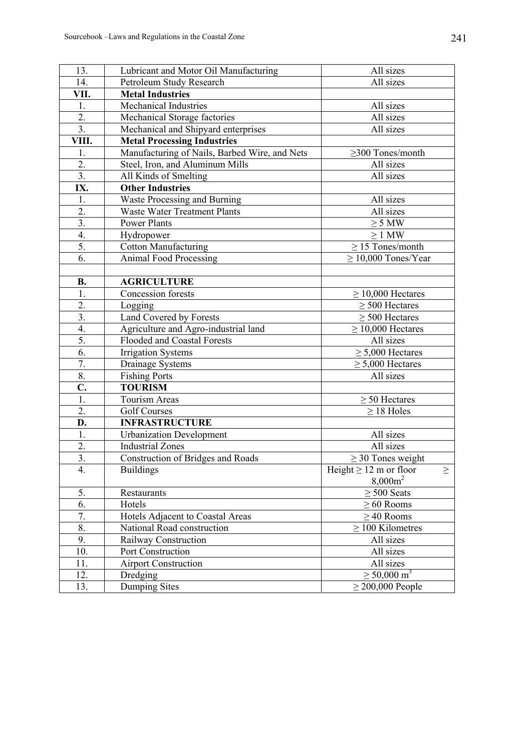| | | |
|---|---|---|
| 13. | Lubricant and Motor Oil Manufacturing | All sizes |
| 14. | Petroleum Study Research | All sizes |
| **VII.** | **Metal Industries** | |
| 1. | Mechanical Industries | All sizes |
| 2. | Mechanical Storage factories | All sizes |
| 3. | Mechanical and Shipyard enterprises | All sizes |
| **VIII.** | **Metal Processing Industries** | |
| 1. | Manufacturing of Nails, Barbed Wire, and Nets | ≥300 Tones/month |
| 2. | Steel, Iron, and Aluminum Mills | All sizes |
| 3. | All Kinds of Smelting | All sizes |
| **IX.** | **Other Industries** | |
| 1. | Waste Processing and Burning | All sizes |
| 2. | Waste Water Treatment Plants | All sizes |
| 3. | Power Plants | ≥ 5 MW |
| 4. | Hydropower | ≥ 1 MW |
| 5. | Cotton Manufacturing | ≥ 15 Tones/month |
| 6. | Animal Food Processing | ≥ 10,000 Tones/Year |
| | | |
| **B.** | **AGRICULTURE** | |
| 1. | Concession forests | ≥ 10,000 Hectares |
| 2. | Logging | ≥ 500 Hectares |
| 3. | Land Covered by Forests | ≥ 500 Hectares |
| 4. | Agriculture and Agro-industrial land | ≥ 10,000 Hectares |
| 5. | Flooded and Coastal Forests | All sizes |
| 6. | Irrigation Systems | ≥ 5,000 Hectares |
| 7. | Drainage Systems | ≥ 5,000 Hectares |
| 8. | Fishing Ports | All sizes |
| **C.** | **TOURISM** | |
| 1. | Tourism Areas | ≥ 50 Hectares |
| 2. | Golf Courses | ≥ 18 Holes |
| **D.** | **INFRASTRUCTURE** | |
| 1. | Urbanization Development | All sizes |
| 2. | Industrial Zones | All sizes |
| 3. | Construction of Bridges and Roads | ≥ 30 Tones weight |
| 4. | Buildings | Height ≥ 12 m or floor ≥ $8,000m^2$ |
| 5. | Restaurants | ≥ 500 Seats |
| 6. | Hotels | ≥ 60 Rooms |
| 7. | Hotels Adjacent to Coastal Areas | ≥ 40 Rooms |
| 8. | National Road construction | ≥ 100 Kilometres |
| 9. | Railway Construction | All sizes |
| 10. | Port Construction | All sizes |
| 11. | Airport Construction | All sizes |
| 12. | Dredging | ≥ 50,000 $m^3$ |
| 13. | Dumping Sites | ≥ 200,000 People |